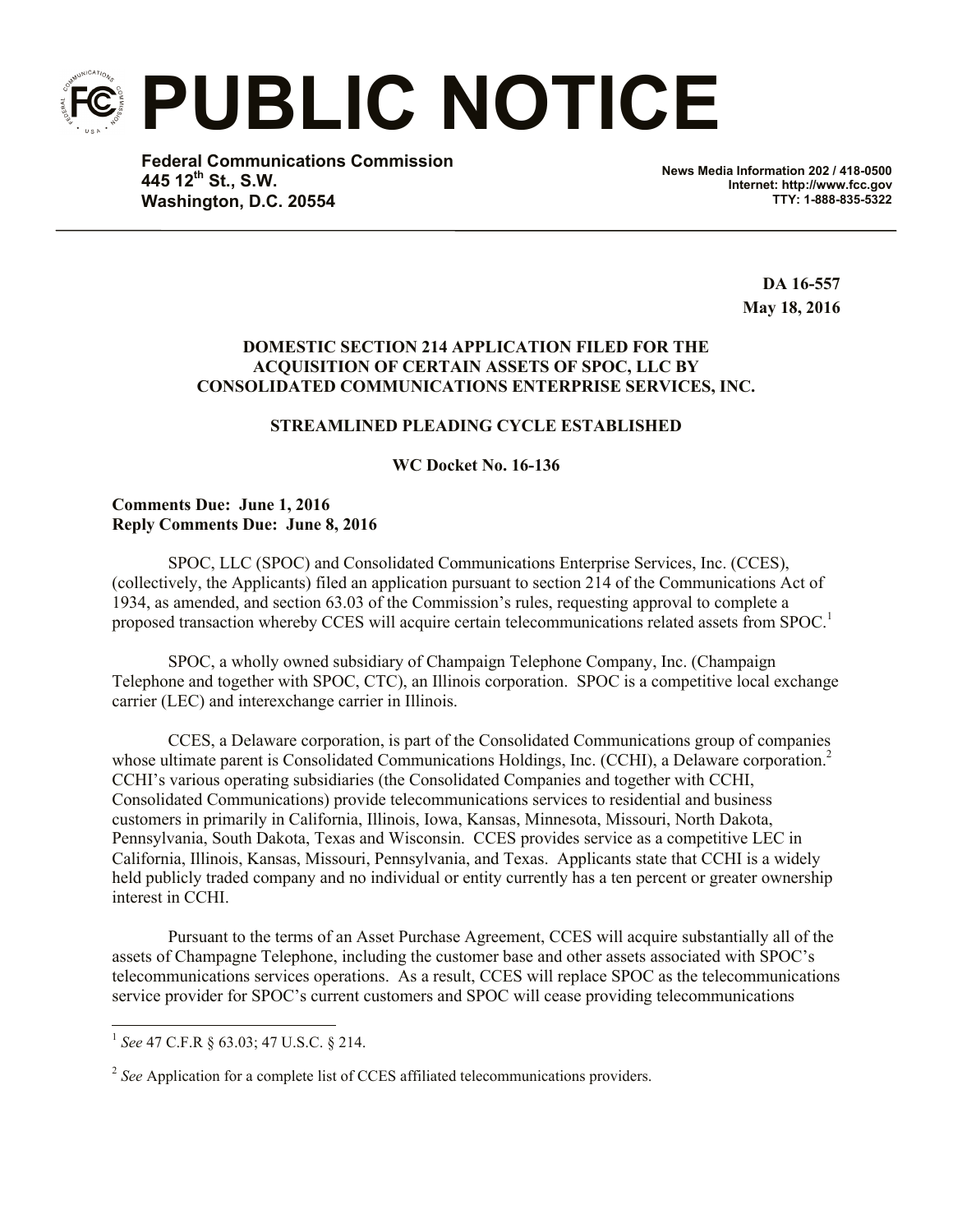# PUBLIC NOTICE

**Federal Communications Commission**
**445 12th St., S.W.**
**Washington, D.C. 20554**

**News Media Information 202 / 418-0500**
**Internet: http://www.fcc.gov**
**TTY: 1-888-835-5322**

**DA 16-557**
**May 18, 2016**

**DOMESTIC SECTION 214 APPLICATION FILED FOR THE ACQUISITION OF CERTAIN ASSETS OF SPOC, LLC BY CONSOLIDATED COMMUNICATIONS ENTERPRISE SERVICES, INC.**

**STREAMLINED PLEADING CYCLE ESTABLISHED**

**WC Docket No. 16-136**

**Comments Due: June 1, 2016**
**Reply Comments Due: June 8, 2016**

SPOC, LLC (SPOC) and Consolidated Communications Enterprise Services, Inc. (CCES), (collectively, the Applicants) filed an application pursuant to section 214 of the Communications Act of 1934, as amended, and section 63.03 of the Commission's rules, requesting approval to complete a proposed transaction whereby CCES will acquire certain telecommunications related assets from SPOC.[1]

SPOC, a wholly owned subsidiary of Champaign Telephone Company, Inc. (Champaign Telephone and together with SPOC, CTC), an Illinois corporation. SPOC is a competitive local exchange carrier (LEC) and interexchange carrier in Illinois.

CCES, a Delaware corporation, is part of the Consolidated Communications group of companies whose ultimate parent is Consolidated Communications Holdings, Inc. (CCHI), a Delaware corporation.[2] CCHI's various operating subsidiaries (the Consolidated Companies and together with CCHI, Consolidated Communications) provide telecommunications services to residential and business customers in primarily in California, Illinois, Iowa, Kansas, Minnesota, Missouri, North Dakota, Pennsylvania, South Dakota, Texas and Wisconsin. CCES provides service as a competitive LEC in California, Illinois, Kansas, Missouri, Pennsylvania, and Texas. Applicants state that CCHI is a widely held publicly traded company and no individual or entity currently has a ten percent or greater ownership interest in CCHI.

Pursuant to the terms of an Asset Purchase Agreement, CCES will acquire substantially all of the assets of Champagne Telephone, including the customer base and other assets associated with SPOC's telecommunications services operations. As a result, CCES will replace SPOC as the telecommunications service provider for SPOC's current customers and SPOC will cease providing telecommunications

---

[1] *See* 47 C.F.R § 63.03; 47 U.S.C. § 214.

[2] *See* Application for a complete list of CCES affiliated telecommunications providers.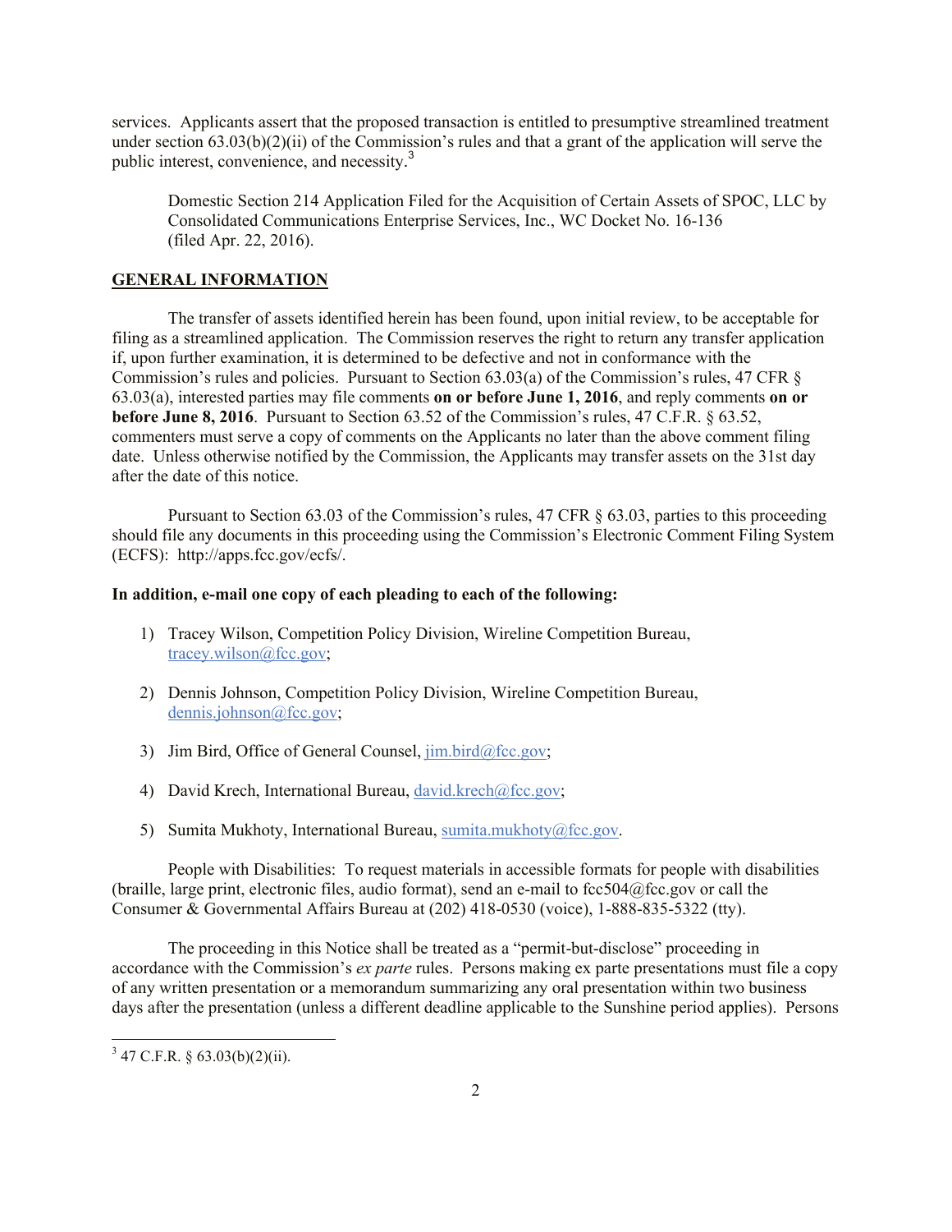services. Applicants assert that the proposed transaction is entitled to presumptive streamlined treatment under section 63.03(b)(2)(ii) of the Commission's rules and that a grant of the application will serve the public interest, convenience, and necessity.[3]

> Domestic Section 214 Application Filed for the Acquisition of Certain Assets of SPOC, LLC by Consolidated Communications Enterprise Services, Inc., WC Docket No. 16-136 (filed Apr. 22, 2016).

## GENERAL INFORMATION

The transfer of assets identified herein has been found, upon initial review, to be acceptable for filing as a streamlined application. The Commission reserves the right to return any transfer application if, upon further examination, it is determined to be defective and not in conformance with the Commission's rules and policies. Pursuant to Section 63.03(a) of the Commission's rules, 47 CFR § 63.03(a), interested parties may file comments **on or before June 1, 2016**, and reply comments **on or before June 8, 2016**. Pursuant to Section 63.52 of the Commission's rules, 47 C.F.R. § 63.52, commenters must serve a copy of comments on the Applicants no later than the above comment filing date. Unless otherwise notified by the Commission, the Applicants may transfer assets on the 31st day after the date of this notice.

Pursuant to Section 63.03 of the Commission's rules, 47 CFR § 63.03, parties to this proceeding should file any documents in this proceeding using the Commission's Electronic Comment Filing System (ECFS): http://apps.fcc.gov/ecfs/.

**In addition, e-mail one copy of each pleading to each of the following:**

1) Tracey Wilson, Competition Policy Division, Wireline Competition Bureau, tracey.wilson@fcc.gov;

2) Dennis Johnson, Competition Policy Division, Wireline Competition Bureau, dennis.johnson@fcc.gov;

3) Jim Bird, Office of General Counsel, jim.bird@fcc.gov;

4) David Krech, International Bureau, david.krech@fcc.gov;

5) Sumita Mukhoty, International Bureau, sumita.mukhoty@fcc.gov.

People with Disabilities: To request materials in accessible formats for people with disabilities (braille, large print, electronic files, audio format), send an e-mail to fcc504@fcc.gov or call the Consumer & Governmental Affairs Bureau at (202) 418-0530 (voice), 1-888-835-5322 (tty).

The proceeding in this Notice shall be treated as a "permit-but-disclose" proceeding in accordance with the Commission's *ex parte* rules. Persons making ex parte presentations must file a copy of any written presentation or a memorandum summarizing any oral presentation within two business days after the presentation (unless a different deadline applicable to the Sunshine period applies). Persons

[3] 47 C.F.R. § 63.03(b)(2)(ii).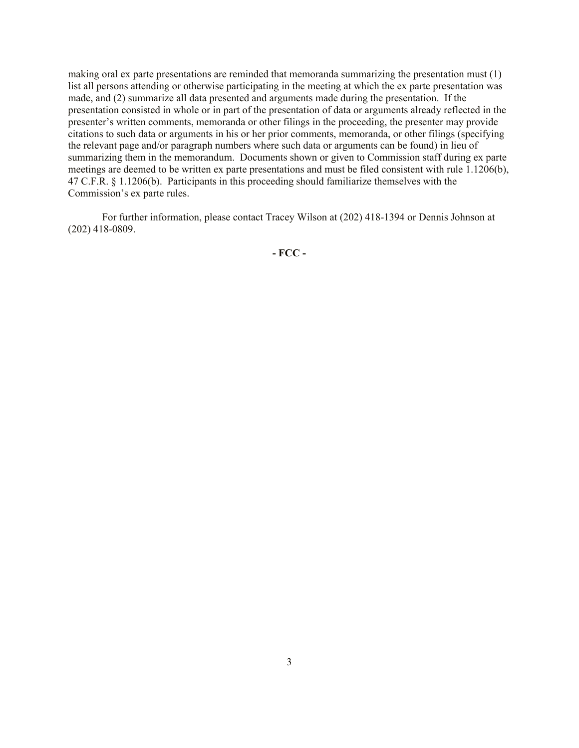making oral ex parte presentations are reminded that memoranda summarizing the presentation must (1) list all persons attending or otherwise participating in the meeting at which the ex parte presentation was made, and (2) summarize all data presented and arguments made during the presentation. If the presentation consisted in whole or in part of the presentation of data or arguments already reflected in the presenter's written comments, memoranda or other filings in the proceeding, the presenter may provide citations to such data or arguments in his or her prior comments, memoranda, or other filings (specifying the relevant page and/or paragraph numbers where such data or arguments can be found) in lieu of summarizing them in the memorandum. Documents shown or given to Commission staff during ex parte meetings are deemed to be written ex parte presentations and must be filed consistent with rule 1.1206(b), 47 C.F.R. § 1.1206(b). Participants in this proceeding should familiarize themselves with the Commission's ex parte rules.

For further information, please contact Tracey Wilson at (202) 418-1394 or Dennis Johnson at (202) 418-0809.

**- FCC -**